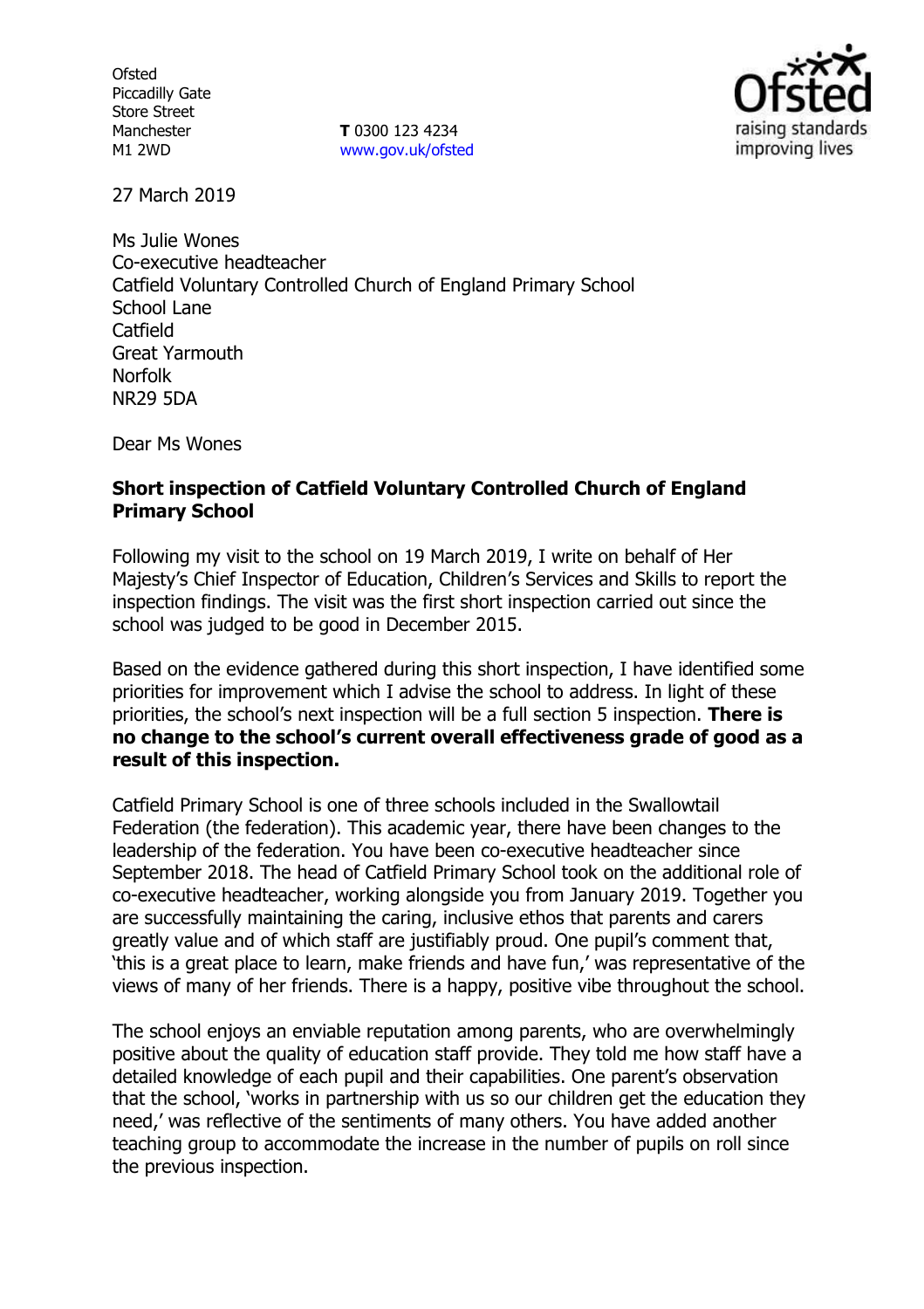Ofsted
Piccadilly Gate
Store Street
Manchester
M1 2WD

**T** 0300 123 4234
www.gov.uk/ofsted

27 March 2019

Ms Julie Wones
Co-executive headteacher
Catfield Voluntary Controlled Church of England Primary School
School Lane
Catfield
Great Yarmouth
Norfolk
NR29 5DA

Dear Ms Wones

**Short inspection of Catfield Voluntary Controlled Church of England Primary School**

Following my visit to the school on 19 March 2019, I write on behalf of Her Majesty's Chief Inspector of Education, Children's Services and Skills to report the inspection findings. The visit was the first short inspection carried out since the school was judged to be good in December 2015.

Based on the evidence gathered during this short inspection, I have identified some priorities for improvement which I advise the school to address. In light of these priorities, the school's next inspection will be a full section 5 inspection. **There is no change to the school's current overall effectiveness grade of good as a result of this inspection.**

Catfield Primary School is one of three schools included in the Swallowtail Federation (the federation). This academic year, there have been changes to the leadership of the federation. You have been co-executive headteacher since September 2018. The head of Catfield Primary School took on the additional role of co-executive headteacher, working alongside you from January 2019. Together you are successfully maintaining the caring, inclusive ethos that parents and carers greatly value and of which staff are justifiably proud. One pupil's comment that, 'this is a great place to learn, make friends and have fun,' was representative of the views of many of her friends. There is a happy, positive vibe throughout the school.

The school enjoys an enviable reputation among parents, who are overwhelmingly positive about the quality of education staff provide. They told me how staff have a detailed knowledge of each pupil and their capabilities. One parent's observation that the school, 'works in partnership with us so our children get the education they need,' was reflective of the sentiments of many others. You have added another teaching group to accommodate the increase in the number of pupils on roll since the previous inspection.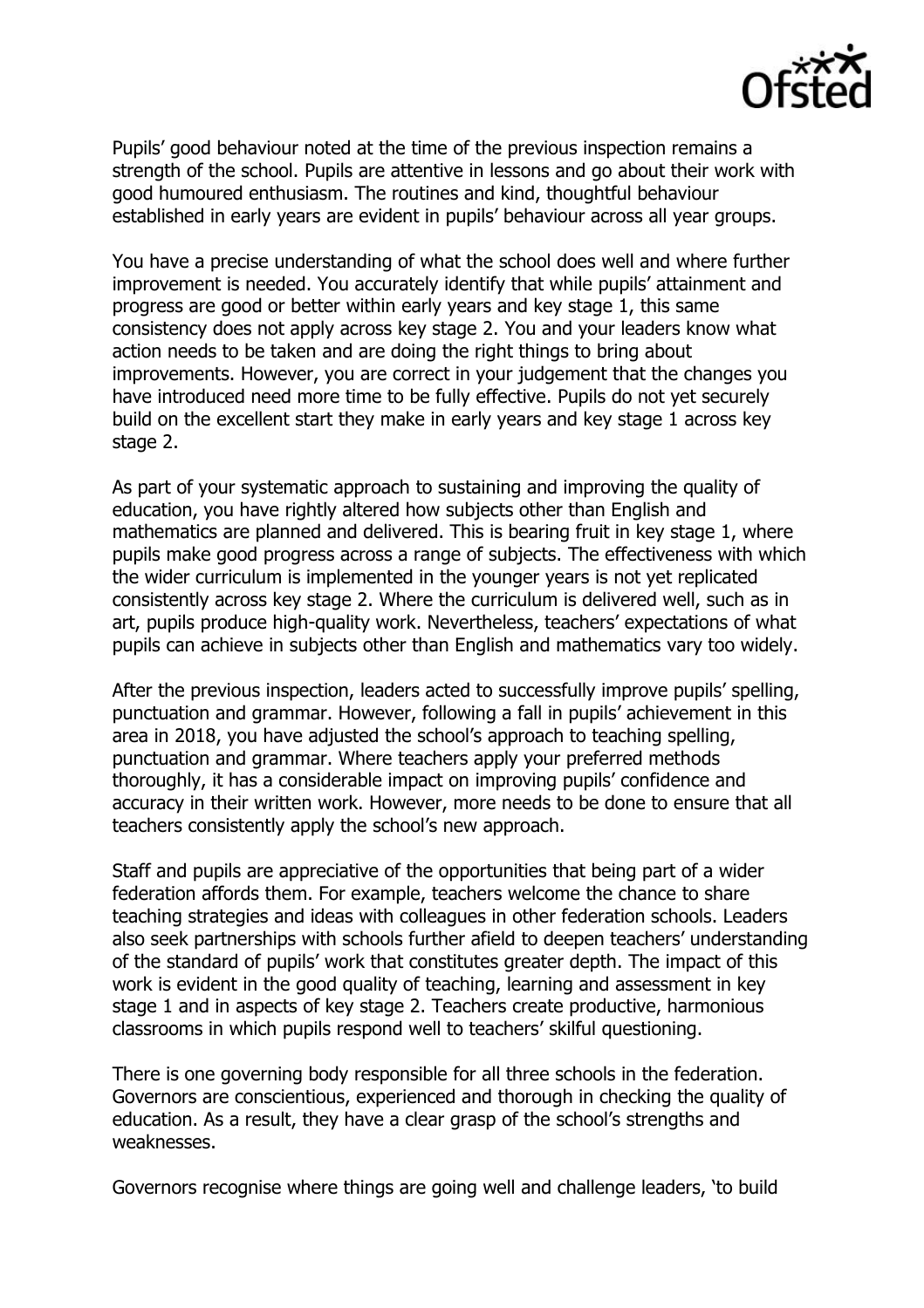Pupils' good behaviour noted at the time of the previous inspection remains a strength of the school. Pupils are attentive in lessons and go about their work with good humoured enthusiasm. The routines and kind, thoughtful behaviour established in early years are evident in pupils' behaviour across all year groups.

You have a precise understanding of what the school does well and where further improvement is needed. You accurately identify that while pupils' attainment and progress are good or better within early years and key stage 1, this same consistency does not apply across key stage 2. You and your leaders know what action needs to be taken and are doing the right things to bring about improvements. However, you are correct in your judgement that the changes you have introduced need more time to be fully effective. Pupils do not yet securely build on the excellent start they make in early years and key stage 1 across key stage 2.

As part of your systematic approach to sustaining and improving the quality of education, you have rightly altered how subjects other than English and mathematics are planned and delivered. This is bearing fruit in key stage 1, where pupils make good progress across a range of subjects. The effectiveness with which the wider curriculum is implemented in the younger years is not yet replicated consistently across key stage 2. Where the curriculum is delivered well, such as in art, pupils produce high-quality work. Nevertheless, teachers' expectations of what pupils can achieve in subjects other than English and mathematics vary too widely.

After the previous inspection, leaders acted to successfully improve pupils' spelling, punctuation and grammar. However, following a fall in pupils' achievement in this area in 2018, you have adjusted the school's approach to teaching spelling, punctuation and grammar. Where teachers apply your preferred methods thoroughly, it has a considerable impact on improving pupils' confidence and accuracy in their written work. However, more needs to be done to ensure that all teachers consistently apply the school's new approach.

Staff and pupils are appreciative of the opportunities that being part of a wider federation affords them. For example, teachers welcome the chance to share teaching strategies and ideas with colleagues in other federation schools. Leaders also seek partnerships with schools further afield to deepen teachers' understanding of the standard of pupils' work that constitutes greater depth. The impact of this work is evident in the good quality of teaching, learning and assessment in key stage 1 and in aspects of key stage 2. Teachers create productive, harmonious classrooms in which pupils respond well to teachers' skilful questioning.

There is one governing body responsible for all three schools in the federation. Governors are conscientious, experienced and thorough in checking the quality of education. As a result, they have a clear grasp of the school's strengths and weaknesses.

Governors recognise where things are going well and challenge leaders, 'to build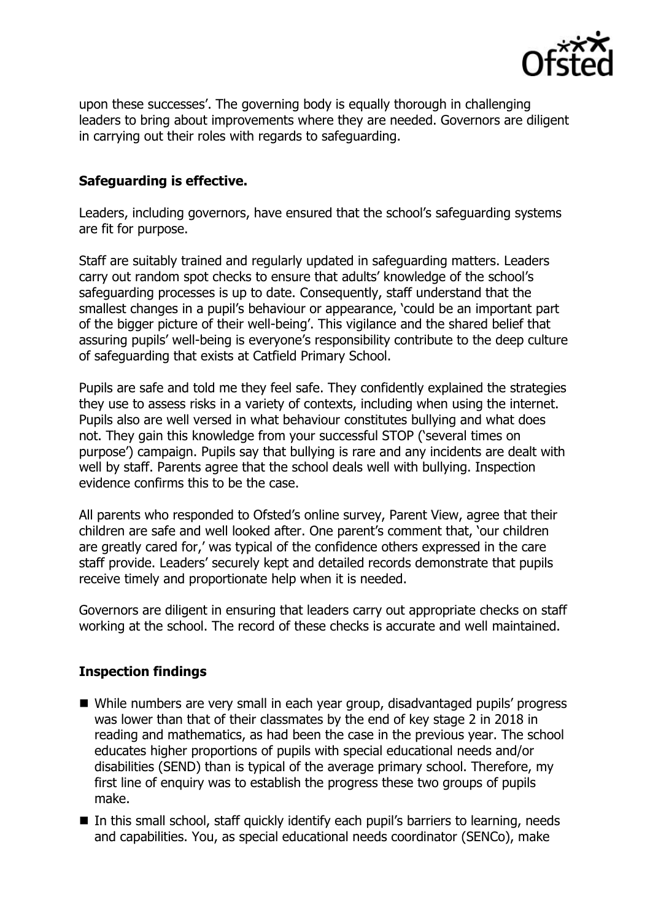upon these successes'. The governing body is equally thorough in challenging leaders to bring about improvements where they are needed. Governors are diligent in carrying out their roles with regards to safeguarding.

## Safeguarding is effective.

Leaders, including governors, have ensured that the school's safeguarding systems are fit for purpose.

Staff are suitably trained and regularly updated in safeguarding matters. Leaders carry out random spot checks to ensure that adults' knowledge of the school's safeguarding processes is up to date. Consequently, staff understand that the smallest changes in a pupil's behaviour or appearance, 'could be an important part of the bigger picture of their well-being'. This vigilance and the shared belief that assuring pupils' well-being is everyone's responsibility contribute to the deep culture of safeguarding that exists at Catfield Primary School.

Pupils are safe and told me they feel safe. They confidently explained the strategies they use to assess risks in a variety of contexts, including when using the internet. Pupils also are well versed in what behaviour constitutes bullying and what does not. They gain this knowledge from your successful STOP ('several times on purpose') campaign. Pupils say that bullying is rare and any incidents are dealt with well by staff. Parents agree that the school deals well with bullying. Inspection evidence confirms this to be the case.

All parents who responded to Ofsted's online survey, Parent View, agree that their children are safe and well looked after. One parent's comment that, 'our children are greatly cared for,' was typical of the confidence others expressed in the care staff provide. Leaders' securely kept and detailed records demonstrate that pupils receive timely and proportionate help when it is needed.

Governors are diligent in ensuring that leaders carry out appropriate checks on staff working at the school. The record of these checks is accurate and well maintained.

## Inspection findings

- While numbers are very small in each year group, disadvantaged pupils' progress was lower than that of their classmates by the end of key stage 2 in 2018 in reading and mathematics, as had been the case in the previous year. The school educates higher proportions of pupils with special educational needs and/or disabilities (SEND) than is typical of the average primary school. Therefore, my first line of enquiry was to establish the progress these two groups of pupils make.
- In this small school, staff quickly identify each pupil's barriers to learning, needs and capabilities. You, as special educational needs coordinator (SENCo), make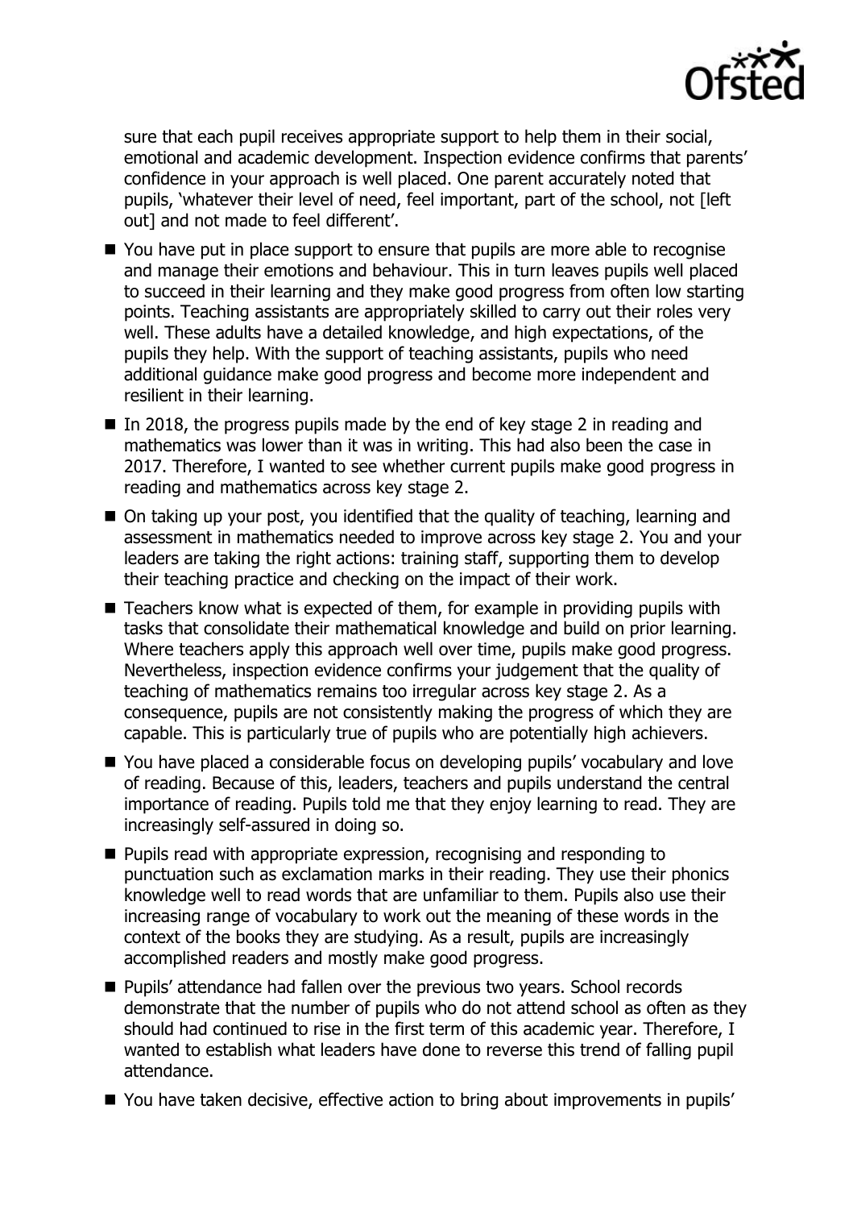sure that each pupil receives appropriate support to help them in their social, emotional and academic development. Inspection evidence confirms that parents' confidence in your approach is well placed. One parent accurately noted that pupils, 'whatever their level of need, feel important, part of the school, not [left out] and not made to feel different'.

- You have put in place support to ensure that pupils are more able to recognise and manage their emotions and behaviour. This in turn leaves pupils well placed to succeed in their learning and they make good progress from often low starting points. Teaching assistants are appropriately skilled to carry out their roles very well. These adults have a detailed knowledge, and high expectations, of the pupils they help. With the support of teaching assistants, pupils who need additional guidance make good progress and become more independent and resilient in their learning.
- In 2018, the progress pupils made by the end of key stage 2 in reading and mathematics was lower than it was in writing. This had also been the case in 2017. Therefore, I wanted to see whether current pupils make good progress in reading and mathematics across key stage 2.
- On taking up your post, you identified that the quality of teaching, learning and assessment in mathematics needed to improve across key stage 2. You and your leaders are taking the right actions: training staff, supporting them to develop their teaching practice and checking on the impact of their work.
- Teachers know what is expected of them, for example in providing pupils with tasks that consolidate their mathematical knowledge and build on prior learning. Where teachers apply this approach well over time, pupils make good progress. Nevertheless, inspection evidence confirms your judgement that the quality of teaching of mathematics remains too irregular across key stage 2. As a consequence, pupils are not consistently making the progress of which they are capable. This is particularly true of pupils who are potentially high achievers.
- You have placed a considerable focus on developing pupils' vocabulary and love of reading. Because of this, leaders, teachers and pupils understand the central importance of reading. Pupils told me that they enjoy learning to read. They are increasingly self-assured in doing so.
- Pupils read with appropriate expression, recognising and responding to punctuation such as exclamation marks in their reading. They use their phonics knowledge well to read words that are unfamiliar to them. Pupils also use their increasing range of vocabulary to work out the meaning of these words in the context of the books they are studying. As a result, pupils are increasingly accomplished readers and mostly make good progress.
- Pupils' attendance had fallen over the previous two years. School records demonstrate that the number of pupils who do not attend school as often as they should had continued to rise in the first term of this academic year. Therefore, I wanted to establish what leaders have done to reverse this trend of falling pupil attendance.
- You have taken decisive, effective action to bring about improvements in pupils'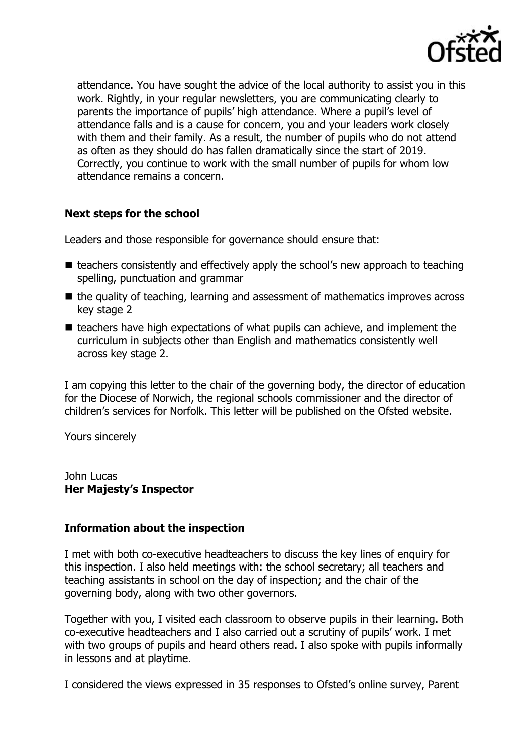attendance. You have sought the advice of the local authority to assist you in this work. Rightly, in your regular newsletters, you are communicating clearly to parents the importance of pupils' high attendance. Where a pupil's level of attendance falls and is a cause for concern, you and your leaders work closely with them and their family. As a result, the number of pupils who do not attend as often as they should do has fallen dramatically since the start of 2019. Correctly, you continue to work with the small number of pupils for whom low attendance remains a concern.

## Next steps for the school

Leaders and those responsible for governance should ensure that:

- teachers consistently and effectively apply the school's new approach to teaching spelling, punctuation and grammar
- the quality of teaching, learning and assessment of mathematics improves across key stage 2
- teachers have high expectations of what pupils can achieve, and implement the curriculum in subjects other than English and mathematics consistently well across key stage 2.

I am copying this letter to the chair of the governing body, the director of education for the Diocese of Norwich, the regional schools commissioner and the director of children's services for Norfolk. This letter will be published on the Ofsted website.

Yours sincerely

John Lucas
**Her Majesty's Inspector**

## Information about the inspection

I met with both co-executive headteachers to discuss the key lines of enquiry for this inspection. I also held meetings with: the school secretary; all teachers and teaching assistants in school on the day of inspection; and the chair of the governing body, along with two other governors.

Together with you, I visited each classroom to observe pupils in their learning. Both co-executive headteachers and I also carried out a scrutiny of pupils' work. I met with two groups of pupils and heard others read. I also spoke with pupils informally in lessons and at playtime.

I considered the views expressed in 35 responses to Ofsted's online survey, Parent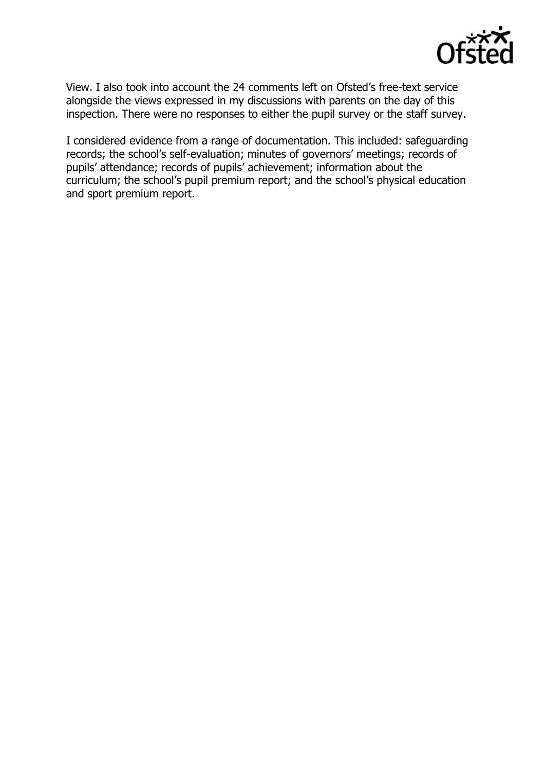View. I also took into account the 24 comments left on Ofsted's free-text service alongside the views expressed in my discussions with parents on the day of this inspection. There were no responses to either the pupil survey or the staff survey.

I considered evidence from a range of documentation. This included: safeguarding records; the school's self-evaluation; minutes of governors' meetings; records of pupils' attendance; records of pupils' achievement; information about the curriculum; the school's pupil premium report; and the school's physical education and sport premium report.